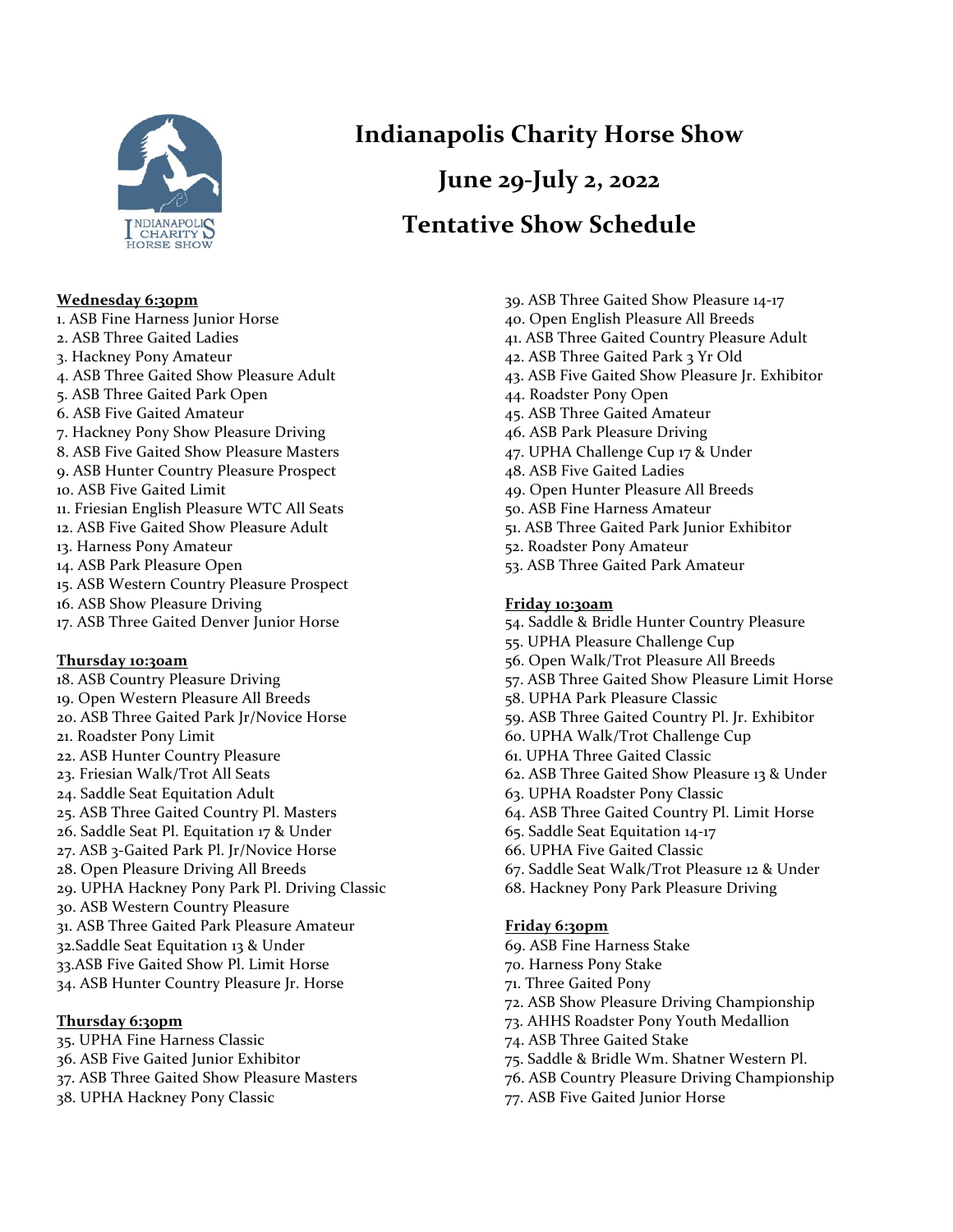# Indianapolis Charity Horse Show

## June 29-July 2, 2022

## Tentative Show Schedule

**Wednesday 6:30pm**

1. ASB Fine Harness Junior Horse
2. ASB Three Gaited Ladies
3. Hackney Pony Amateur
4. ASB Three Gaited Show Pleasure Adult
5. ASB Three Gaited Park Open
6. ASB Five Gaited Amateur
7. Hackney Pony Show Pleasure Driving
8. ASB Five Gaited Show Pleasure Masters
9. ASB Hunter Country Pleasure Prospect
10. ASB Five Gaited Limit
11. Friesian English Pleasure WTC All Seats
12. ASB Five Gaited Show Pleasure Adult
13. Harness Pony Amateur
14. ASB Park Pleasure Open
15. ASB Western Country Pleasure Prospect
16. ASB Show Pleasure Driving
17. ASB Three Gaited Denver Junior Horse

**Thursday 10:30am**

18. ASB Country Pleasure Driving
19. Open Western Pleasure All Breeds
20. ASB Three Gaited Park Jr/Novice Horse
21. Roadster Pony Limit
22. ASB Hunter Country Pleasure
23. Friesian Walk/Trot All Seats
24. Saddle Seat Equitation Adult
25. ASB Three Gaited Country Pl. Masters
26. Saddle Seat Pl. Equitation 17 & Under
27. ASB 3-Gaited Park Pl. Jr/Novice Horse
28. Open Pleasure Driving All Breeds
29. UPHA Hackney Pony Park Pl. Driving Classic
30. ASB Western Country Pleasure
31. ASB Three Gaited Park Pleasure Amateur
32. Saddle Seat Equitation 13 & Under
33. ASB Five Gaited Show Pl. Limit Horse
34. ASB Hunter Country Pleasure Jr. Horse

**Thursday 6:30pm**

35. UPHA Fine Harness Classic
36. ASB Five Gaited Junior Exhibitor
37. ASB Three Gaited Show Pleasure Masters
38. UPHA Hackney Pony Classic
39. ASB Three Gaited Show Pleasure 14-17
40. Open English Pleasure All Breeds
41. ASB Three Gaited Country Pleasure Adult
42. ASB Three Gaited Park 3 Yr Old
43. ASB Five Gaited Show Pleasure Jr. Exhibitor
44. Roadster Pony Open
45. ASB Three Gaited Amateur
46. ASB Park Pleasure Driving
47. UPHA Challenge Cup 17 & Under
48. ASB Five Gaited Ladies
49. Open Hunter Pleasure All Breeds
50. ASB Fine Harness Amateur
51. ASB Three Gaited Park Junior Exhibitor
52. Roadster Pony Amateur
53. ASB Three Gaited Park Amateur

**Friday 10:30am**

54. Saddle & Bridle Hunter Country Pleasure
55. UPHA Pleasure Challenge Cup
56. Open Walk/Trot Pleasure All Breeds
57. ASB Three Gaited Show Pleasure Limit Horse
58. UPHA Park Pleasure Classic
59. ASB Three Gaited Country Pl. Jr. Exhibitor
60. UPHA Walk/Trot Challenge Cup
61. UPHA Three Gaited Classic
62. ASB Three Gaited Show Pleasure 13 & Under
63. UPHA Roadster Pony Classic
64. ASB Three Gaited Country Pl. Limit Horse
65. Saddle Seat Equitation 14-17
66. UPHA Five Gaited Classic
67. Saddle Seat Walk/Trot Pleasure 12 & Under
68. Hackney Pony Park Pleasure Driving

**Friday 6:30pm**

69. ASB Fine Harness Stake
70. Harness Pony Stake
71. Three Gaited Pony
72. ASB Show Pleasure Driving Championship
73. AHHS Roadster Pony Youth Medallion
74. ASB Three Gaited Stake
75. Saddle & Bridle Wm. Shatner Western Pl.
76. ASB Country Pleasure Driving Championship
77. ASB Five Gaited Junior Horse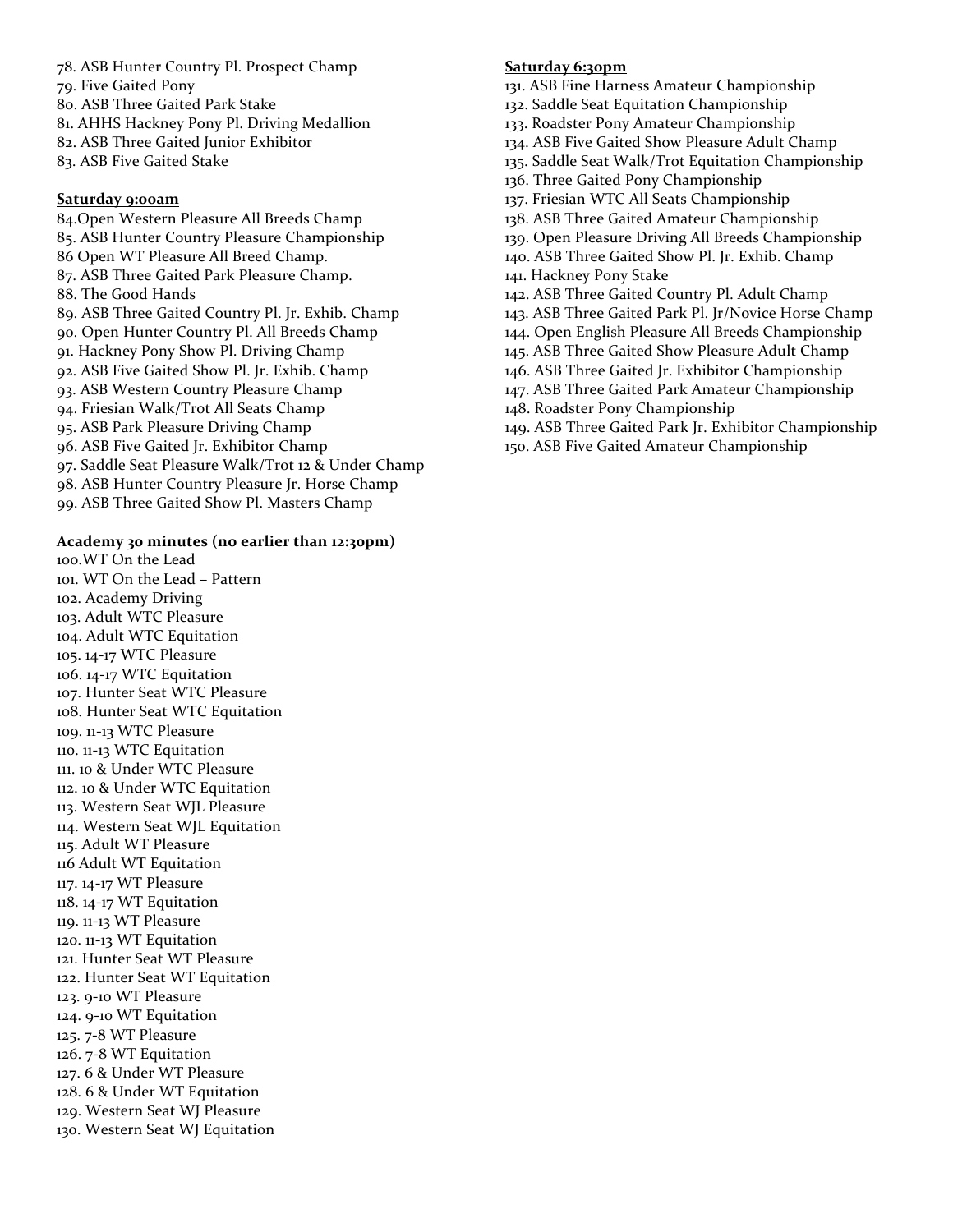78. ASB Hunter Country Pl. Prospect Champ
79. Five Gaited Pony
80. ASB Three Gaited Park Stake
81. AHHS Hackney Pony Pl. Driving Medallion
82. ASB Three Gaited Junior Exhibitor
83. ASB Five Gaited Stake

**Saturday 9:00am**

84.Open Western Pleasure All Breeds Champ
85. ASB Hunter Country Pleasure Championship
86 Open WT Pleasure All Breed Champ.
87. ASB Three Gaited Park Pleasure Champ.
88. The Good Hands
89. ASB Three Gaited Country Pl. Jr. Exhib. Champ
90. Open Hunter Country Pl. All Breeds Champ
91. Hackney Pony Show Pl. Driving Champ
92. ASB Five Gaited Show Pl. Jr. Exhib. Champ
93. ASB Western Country Pleasure Champ
94. Friesian Walk/Trot All Seats Champ
95. ASB Park Pleasure Driving Champ
96. ASB Five Gaited Jr. Exhibitor Champ
97. Saddle Seat Pleasure Walk/Trot 12 & Under Champ
98. ASB Hunter Country Pleasure Jr. Horse Champ
99. ASB Three Gaited Show Pl. Masters Champ

**Academy 30 minutes (no earlier than 12:30pm)**

100.WT On the Lead
101. WT On the Lead – Pattern
102. Academy Driving
103. Adult WTC Pleasure
104. Adult WTC Equitation
105. 14-17 WTC Pleasure
106. 14-17 WTC Equitation
107. Hunter Seat WTC Pleasure
108. Hunter Seat WTC Equitation
109. 11-13 WTC Pleasure
110. 11-13 WTC Equitation
111. 10 & Under WTC Pleasure
112. 10 & Under WTC Equitation
113. Western Seat WJL Pleasure
114. Western Seat WJL Equitation
115. Adult WT Pleasure
116 Adult WT Equitation
117. 14-17 WT Pleasure
118. 14-17 WT Equitation
119. 11-13 WT Pleasure
120. 11-13 WT Equitation
121. Hunter Seat WT Pleasure
122. Hunter Seat WT Equitation
123. 9-10 WT Pleasure
124. 9-10 WT Equitation
125. 7-8 WT Pleasure
126. 7-8 WT Equitation
127. 6 & Under WT Pleasure
128. 6 & Under WT Equitation
129. Western Seat WJ Pleasure
130. Western Seat WJ Equitation

**Saturday 6:30pm**

131. ASB Fine Harness Amateur Championship
132. Saddle Seat Equitation Championship
133. Roadster Pony Amateur Championship
134. ASB Five Gaited Show Pleasure Adult Champ
135. Saddle Seat Walk/Trot Equitation Championship
136. Three Gaited Pony Championship
137. Friesian WTC All Seats Championship
138. ASB Three Gaited Amateur Championship
139. Open Pleasure Driving All Breeds Championship
140. ASB Three Gaited Show Pl. Jr. Exhib. Champ
141. Hackney Pony Stake
142. ASB Three Gaited Country Pl. Adult Champ
143. ASB Three Gaited Park Pl. Jr/Novice Horse Champ
144. Open English Pleasure All Breeds Championship
145. ASB Three Gaited Show Pleasure Adult Champ
146. ASB Three Gaited Jr. Exhibitor Championship
147. ASB Three Gaited Park Amateur Championship
148. Roadster Pony Championship
149. ASB Three Gaited Park Jr. Exhibitor Championship
150. ASB Five Gaited Amateur Championship